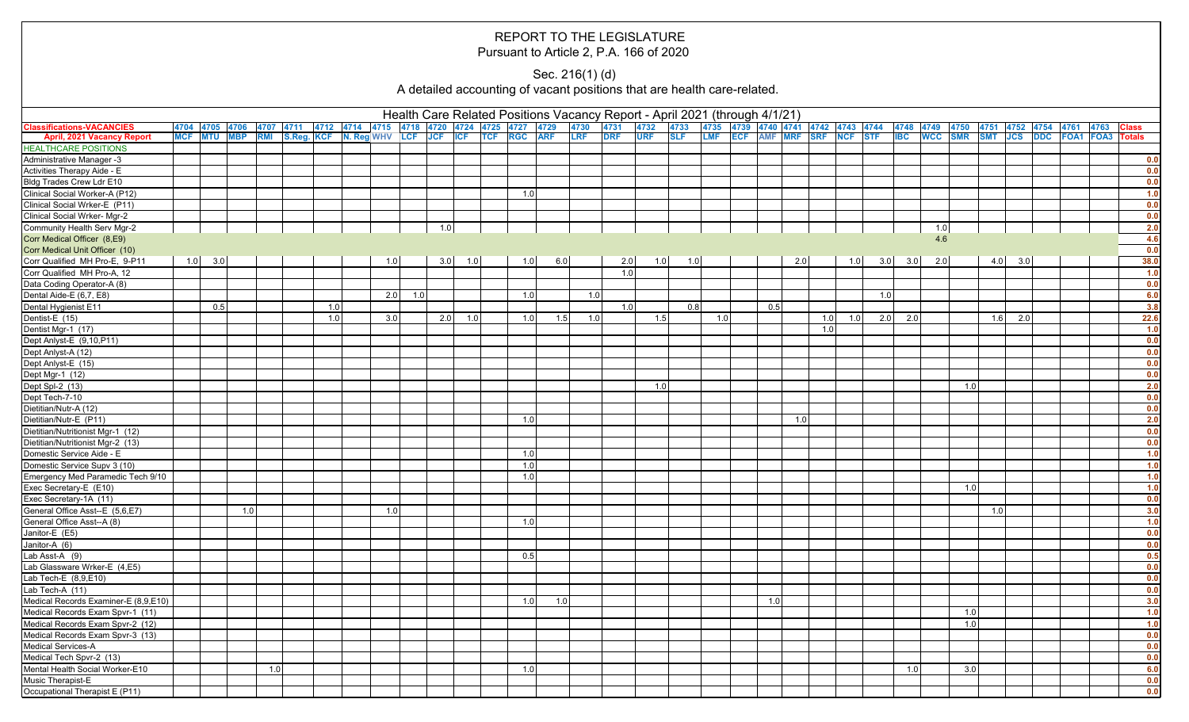# REPORT TO THE LEGISLATURE

Pursuant to Article 2, P.A. 166 of 2020

Sec. 216(1) (d)

A detailed accounting of vacant positions that are health care-related.

## Health Care Related Positions Vacancy Report - April 2021 (through 4/1/21)

| Classifications-VACANCIES | 4704 | 4705 | 4706 | 4707 | 4711 | 4712 | 4714 | 4715 | 4718 | 4720 | 4724 | 4725 | 4727 | 4729 | 4730 | 4731 | 4732 | 4733 | 4735 | 4739 | 4740 | 4741 | 4742 | 4743 | 4744 | 4748 | 4749 | 4750 | 4751 | 4752 | 4754 | 4761 | 4763 | Class |
|---|---|---|---|---|---|---|---|---|---|---|---|---|---|---|---|---|---|---|---|---|---|---|---|---|---|---|---|---|---|---|---|---|---|---|
| April, 2021 Vacancy Report | MCF | MTU | MBP | RMI | S.Reg. | KCF | N. Reg | WHV | LCF | JCF | ICF | TCF | RGC | ARF | LRF | DRF | URF | SLF | LMF | ECF | AMF | MRF | SRF | NCF | STF | IBC | WCC | SMR | SMT | JCS | DDC | FOA1 | FOA3 | Totals |
| HEALTHCARE POSITIONS | | | | | | | | | | | | | | | | | | | | | | | | | | | | | | | | | | |
| Administrative Manager -3 | | | | | | | | | | | | | | | | | | | | | | | | | | | | | | | | | | 0.0 |
| Activities Therapy Aide - E | | | | | | | | | | | | | | | | | | | | | | | | | | | | | | | | | | 0.0 |
| Bldg Trades Crew Ldr E10 | | | | | | | | | | | | | | | | | | | | | | | | | | | | | | | | | | 0.0 |
| Clinical Social Worker-A (P12) | | | | | | | | | | | | | 1.0 | | | | | | | | | | | | | | | | | | | | | 1.0 |
| Clinical Social Wrker-E (P11) | | | | | | | | | | | | | | | | | | | | | | | | | | | | | | | | | | 0.0 |
| Clinical Social Wrker- Mgr-2 | | | | | | | | | | | | | | | | | | | | | | | | | | | | | | | | | | 0.0 |
| Community Health Serv Mgr-2 | | | | | | | | | | 1.0 | | | | | | | | | | | | | | | | | 1.0 | | | | | | | 2.0 |
| Corr Medical Officer (8,E9) | | | | | | | | | | | | | | | | | | | | | | | | | | | 4.6 | | | | | | | 4.6 |
| Corr Medical Unit Officer (10) | | | | | | | | | | | | | | | | | | | | | | | | | | | | | | | | | | 0.0 |
| Corr Qualified MH Pro-E, 9-P11 | 1.0 | 3.0 | | | | | | 1.0 | | 3.0 | 1.0 | | 1.0 | 6.0 | | 2.0 | 1.0 | 1.0 | | | | 2.0 | | 1.0 | 3.0 | 3.0 | 2.0 | | 4.0 | 3.0 | | | | 38.0 |
| Corr Qualified MH Pro-A, 12 | | | | | | | | | | | | | | | | 1.0 | | | | | | | | | | | | | | | | | | 1.0 |
| Data Coding Operator-A (8) | | | | | | | | | | | | | | | | | | | | | | | | | | | | | | | | | | 0.0 |
| Dental Aide-E (6,7, E8) | | | | | | | | 2.0 | 1.0 | | | | 1.0 | | 1.0 | | | | | | | | | | 1.0 | | | | | | | | | 6.0 |
| Dental Hygienist E11 | | 0.5 | | | | 1.0 | | | | | | | | | | 1.0 | | 0.8 | | | 0.5 | | | | | | | | | | | | | 3.8 |
| Dentist-E (15) | | | | | | 1.0 | | 3.0 | | 2.0 | 1.0 | | 1.0 | 1.5 | 1.0 | | 1.5 | | 1.0 | | | | 1.0 | 1.0 | 2.0 | 2.0 | | | 1.6 | 2.0 | | | | 22.6 |
| Dentist Mgr-1 (17) | | | | | | | | | | | | | | | | | | | | | | | 1.0 | | | | | | | | | | | 1.0 |
| Dept Anlyst-E (9,10,P11) | | | | | | | | | | | | | | | | | | | | | | | | | | | | | | | | | | 0.0 |
| Dept Anlyst-A (12) | | | | | | | | | | | | | | | | | | | | | | | | | | | | | | | | | | 0.0 |
| Dept Anlyst-E (15) | | | | | | | | | | | | | | | | | | | | | | | | | | | | | | | | | | 0.0 |
| Dept Mgr-1 (12) | | | | | | | | | | | | | | | | | | | | | | | | | | | | | | | | | | 0.0 |
| Dept Spl-2 (13) | | | | | | | | | | | | | | | | | 1.0 | | | | | | | | | | | 1.0 | | | | | | 2.0 |
| Dept Tech-7-10 | | | | | | | | | | | | | | | | | | | | | | | | | | | | | | | | | | 0.0 |
| Dietitian/Nutr-A (12) | | | | | | | | | | | | | | | | | | | | | | | | | | | | | | | | | | 0.0 |
| Dietitian/Nutr-E (P11) | | | | | | | | | | | | | 1.0 | | | | | | | | | 1.0 | | | | | | | | | | | | 2.0 |
| Dietitian/Nutritionist Mgr-1 (12) | | | | | | | | | | | | | | | | | | | | | | | | | | | | | | | | | | 0.0 |
| Dietitian/Nutritionist Mgr-2 (13) | | | | | | | | | | | | | | | | | | | | | | | | | | | | | | | | | | 0.0 |
| Domestic Service Aide - E | | | | | | | | | | | | | 1.0 | | | | | | | | | | | | | | | | | | | | | 1.0 |
| Domestic Service Supv 3 (10) | | | | | | | | | | | | | 1.0 | | | | | | | | | | | | | | | | | | | | | 1.0 |
| Emergency Med Paramedic Tech 9/10 | | | | | | | | | | | | | 1.0 | | | | | | | | | | | | | | | | | | | | | 1.0 |
| Exec Secretary-E (10) | | | | | | | | | | | | | | | | | | | | | | | | | | | | 1.0 | | | | | | 1.0 |
| Exec Secretary-1A (11) | | | | | | | | | | | | | | | | | | | | | | | | | | | | | | | | | | 0.0 |
| General Office Asst--E (5,6,E7) | | | 1.0 | | | | | 1.0 | | | | | | | | | | | | | | | | | | | | | 1.0 | | | | | 3.0 |
| General Office Asst--A (8) | | | | | | | | | | | | | 1.0 | | | | | | | | | | | | | | | | | | | | | 1.0 |
| Janitor-E (E5) | | | | | | | | | | | | | | | | | | | | | | | | | | | | | | | | | | 0.0 |
| Janitor-A (6) | | | | | | | | | | | | | | | | | | | | | | | | | | | | | | | | | | 0.0 |
| Lab Asst-A (9) | | | | | | | | | | | | | 0.5 | | | | | | | | | | | | | | | | | | | | | 0.5 |
| Lab Glassware Wrker-E (4,E5) | | | | | | | | | | | | | | | | | | | | | | | | | | | | | | | | | | 0.0 |
| Lab Tech-E (8,9,E10) | | | | | | | | | | | | | | | | | | | | | | | | | | | | | | | | | | 0.0 |
| Lab Tech-A (11) | | | | | | | | | | | | | | | | | | | | | | | | | | | | | | | | | | 0.0 |
| Medical Records Examiner-E (8,9,E10) | | | | | | | | | | | | | 1.0 | 1.0 | | | | | | | 1.0 | | | | | | | | | | | | | 3.0 |
| Medical Records Exam Spvr-1 (11) | | | | | | | | | | | | | | | | | | | | | | | | | | | | 1.0 | | | | | | 1.0 |
| Medical Records Exam Spvr-2 (12) | | | | | | | | | | | | | | | | | | | | | | | | | | | | 1.0 | | | | | | 1.0 |
| Medical Records Exam Spvr-3 (13) | | | | | | | | | | | | | | | | | | | | | | | | | | | | | | | | | | 0.0 |
| Medical Services-A | | | | | | | | | | | | | | | | | | | | | | | | | | | | | | | | | | 0.0 |
| Medical Tech Spvr-2 (13) | | | | | | | | | | | | | | | | | | | | | | | | | | | | | | | | | | 0.0 |
| Mental Health Social Worker-E10 | | | | | 1.0 | | | | | | | | 1.0 | | | | | | | | | | | | | 1.0 | | 3.0 | | | | | | 6.0 |
| Music Therapist-E | | | | | | | | | | | | | | | | | | | | | | | | | | | | | | | | | | 0.0 |
| Occupational Therapist E (P11) | | | | | | | | | | | | | | | | | | | | | | | | | | | | | | | | | | 0.0 |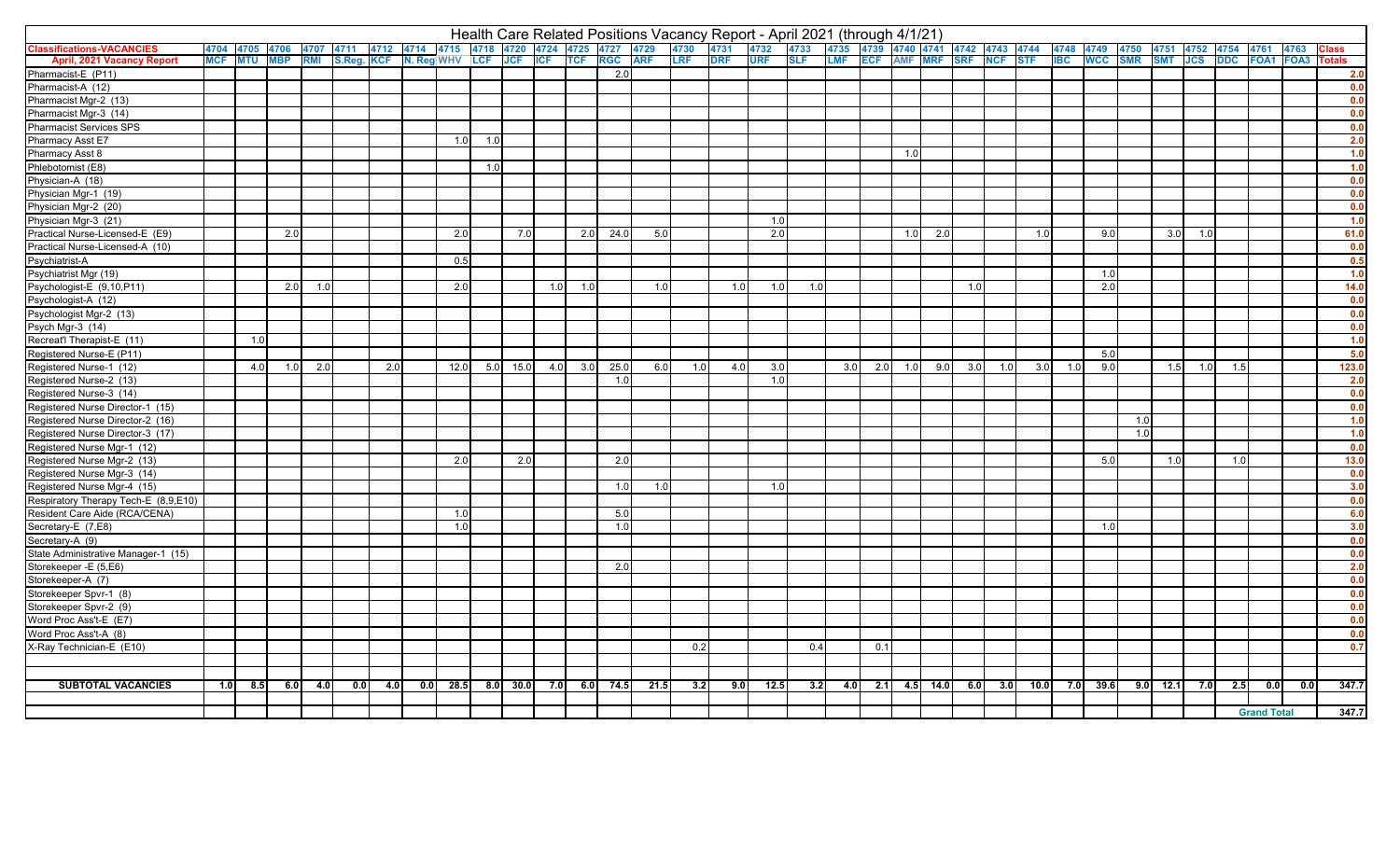# Health Care Related Positions Vacancy Report - April 2021 (through 4/1/21)

| Classifications-VACANCIES | 4704 | 4705 | 4706 | 4707 | 4711 | 4712 | 4714 | 4715 | 4718 | 4720 | 4724 | 4725 | 4727 | 4729 | 4730 | 4731 | 4732 | 4733 | 4735 | 4739 | 4740 | 4741 | 4742 | 4743 | 4744 | 4748 | 4749 | 4750 | 4751 | 4752 | 4754 | 4761 | 4763 | Class |
|---|---|---|---|---|---|---|---|---|---|---|---|---|---|---|---|---|---|---|---|---|---|---|---|---|---|---|---|---|---|---|---|---|---|---|
| **April, 2021 Vacancy Report** | MCF | MTU | MBP | RMI | S.Reg. | KCF | N. Reg | WHV | LCF | JCF | ICF | TCF | RGC | ARF | LRF | DRF | URF | SLF | LMF | ECF | AMF | MRF | SRF | NCF | STF | IBC | WCC | SMR | SMT | JCS | DDC | FOA1 | FOA3 | Totals |
| Pharmacist-E (P11) | | | | | | | | | | | | | 2.0 | | | | | | | | | | | | | | | | | | | | | 2.0 |
| Pharmacist-A (12) | | | | | | | | | | | | | | | | | | | | | | | | | | | | | | | | | | 0.0 |
| Pharmacist Mgr-2 (13) | | | | | | | | | | | | | | | | | | | | | | | | | | | | | | | | | | 0.0 |
| Pharmacist Mgr-3 (14) | | | | | | | | | | | | | | | | | | | | | | | | | | | | | | | | | | 0.0 |
| Pharmacist Services SPS | | | | | | | | | | | | | | | | | | | | | | | | | | | | | | | | | | 0.0 |
| Pharmacy Asst E7 | | | | | | | | 1.0 | 1.0 | | | | | | | | | | | | | | | | | | | | | | | | | 2.0 |
| Pharmacy Asst 8 | | | | | | | | | | | | | | | | | | | | | 1.0 | | | | | | | | | | | | | 1.0 |
| Phlebotomist (E8) | | | | | | | | | 1.0 | | | | | | | | | | | | | | | | | | | | | | | | | 1.0 |
| Physician-A (18) | | | | | | | | | | | | | | | | | | | | | | | | | | | | | | | | | | 0.0 |
| Physician Mgr-1 (19) | | | | | | | | | | | | | | | | | | | | | | | | | | | | | | | | | | 0.0 |
| Physician Mgr-2 (20) | | | | | | | | | | | | | | | | | | | | | | | | | | | | | | | | | | 0.0 |
| Physician Mgr-3 (21) | | | | | | | | | | | | | | | | | 1.0 | | | | | | | | | | | | | | | | | 1.0 |
| Practical Nurse-Licensed-E (E9) | | | 2.0 | | | | | 2.0 | | 7.0 | | 2.0 | 24.0 | 5.0 | | | 2.0 | | | | 1.0 | 2.0 | | | 1.0 | | 9.0 | | 3.0 | 1.0 | | | | 61.0 |
| Practical Nurse-Licensed-A (10) | | | | | | | | | | | | | | | | | | | | | | | | | | | | | | | | | | 0.0 |
| Psychiatrist-A | | | | | | | | 0.5 | | | | | | | | | | | | | | | | | | | | | | | | | | 0.5 |
| Psychiatrist Mgr (19) | | | | | | | | | | | | | | | | | | | | | | | | | | | 1.0 | | | | | | | 1.0 |
| Psychologist-E (9,10,P11) | | | 2.0 | 1.0 | | | | 2.0 | | | 1.0 | 1.0 | | 1.0 | | 1.0 | 1.0 | 1.0 | | | | | | 1.0 | | | 2.0 | | | | | | | 14.0 |
| Psychologist-A (12) | | | | | | | | | | | | | | | | | | | | | | | | | | | | | | | | | | 0.0 |
| Psychologist Mgr-2 (13) | | | | | | | | | | | | | | | | | | | | | | | | | | | | | | | | | | 0.0 |
| Psych Mgr-3 (14) | | | | | | | | | | | | | | | | | | | | | | | | | | | | | | | | | | 0.0 |
| Recreat'l Therapist-E (11) | | 1.0 | | | | | | | | | | | | | | | | | | | | | | | | | | | | | | | | 1.0 |
| Registered Nurse-E (P11) | | | | | | | | | | | | | | | | | | | | | | | | | | | 5.0 | | | | | | | 5.0 |
| Registered Nurse-1 (12) | | 4.0 | 1.0 | 2.0 | | 2.0 | | 12.0 | 5.0 | 15.0 | 4.0 | 3.0 | 25.0 | 6.0 | 1.0 | 4.0 | 3.0 | | 3.0 | 2.0 | 1.0 | 9.0 | 3.0 | 1.0 | 3.0 | 1.0 | 9.0 | | 1.5 | 1.0 | 1.5 | | | 123.0 |
| Registered Nurse-2 (13) | | | | | | | | | | | | | 1.0 | | | | 1.0 | | | | | | | | | | | | | | | | | 2.0 |
| Registered Nurse-3 (14) | | | | | | | | | | | | | | | | | | | | | | | | | | | | | | | | | | 0.0 |
| Registered Nurse Director-1 (15) | | | | | | | | | | | | | | | | | | | | | | | | | | | | | | | | | | 0.0 |
| Registered Nurse Director-2 (16) | | | | | | | | | | | | | | | | | | | | | | | | | | | | 1.0 | | | | | | 1.0 |
| Registered Nurse Director-3 (17) | | | | | | | | | | | | | | | | | | | | | | | | | | | | 1.0 | | | | | | 1.0 |
| Registered Nurse Mgr-1 (12) | | | | | | | | | | | | | | | | | | | | | | | | | | | | | | | | | | 0.0 |
| Registered Nurse Mgr-2 (13) | | | | | | | | 2.0 | | 2.0 | | | 2.0 | | | | | | | | | | | | | | 5.0 | | 1.0 | | 1.0 | | | 13.0 |
| Registered Nurse Mgr-3 (14) | | | | | | | | | | | | | | | | | | | | | | | | | | | | | | | | | | 0.0 |
| Registered Nurse Mgr-4 (15) | | | | | | | | | | | | | 1.0 | 1.0 | | | 1.0 | | | | | | | | | | | | | | | | | 3.0 |
| Respiratory Therapy Tech-E (8,9,E10) | | | | | | | | | | | | | | | | | | | | | | | | | | | | | | | | | | 0.0 |
| Resident Care Aide (RCA/CENA) | | | | | | | | 1.0 | | | | | 5.0 | | | | | | | | | | | | | | | | | | | | | 6.0 |
| Secretary-E (7,E8) | | | | | | | | 1.0 | | | | | 1.0 | | | | | | | | | | | | | | 1.0 | | | | | | | 3.0 |
| Secretary-A (9) | | | | | | | | | | | | | | | | | | | | | | | | | | | | | | | | | | 0.0 |
| State Administrative Manager-1 (15) | | | | | | | | | | | | | | | | | | | | | | | | | | | | | | | | | | 0.0 |
| Storekeeper -E (5,E6) | | | | | | | | | | | | | 2.0 | | | | | | | | | | | | | | | | | | | | | 2.0 |
| Storekeeper-A (7) | | | | | | | | | | | | | | | | | | | | | | | | | | | | | | | | | | 0.0 |
| Storekeeper Spvr-1 (8) | | | | | | | | | | | | | | | | | | | | | | | | | | | | | | | | | | 0.0 |
| Storekeeper Spvr-2 (9) | | | | | | | | | | | | | | | | | | | | | | | | | | | | | | | | | | 0.0 |
| Word Proc Ass't-E (E7) | | | | | | | | | | | | | | | | | | | | | | | | | | | | | | | | | | 0.0 |
| Word Proc Ass't-A (8) | | | | | | | | | | | | | | | | | | | | | | | | | | | | | | | | | | 0.0 |
| X-Ray Technician-E (E10) | | | | | | | | | | | | | | | 0.2 | | | 0.4 | | 0.1 | | | | | | | | | | | | | | 0.7 |
| **SUBTOTAL VACANCIES** | 1.0 | 8.5 | 6.0 | 4.0 | 0.0 | 4.0 | 0.0 | 28.5 | 8.0 | 30.0 | 7.0 | 6.0 | 74.5 | 21.5 | 3.2 | 9.0 | 12.5 | 3.2 | 4.0 | 2.1 | 4.5 | 14.0 | 6.0 | 3.0 | 10.0 | 7.0 | 39.6 | 9.0 | 12.1 | 7.0 | 2.5 | 0.0 | 0.0 | 347.7 |
| | | | | | | | | | | | | | | | | | | | | | | | | | | | | | | | | **Grand Total** | | 347.7 |